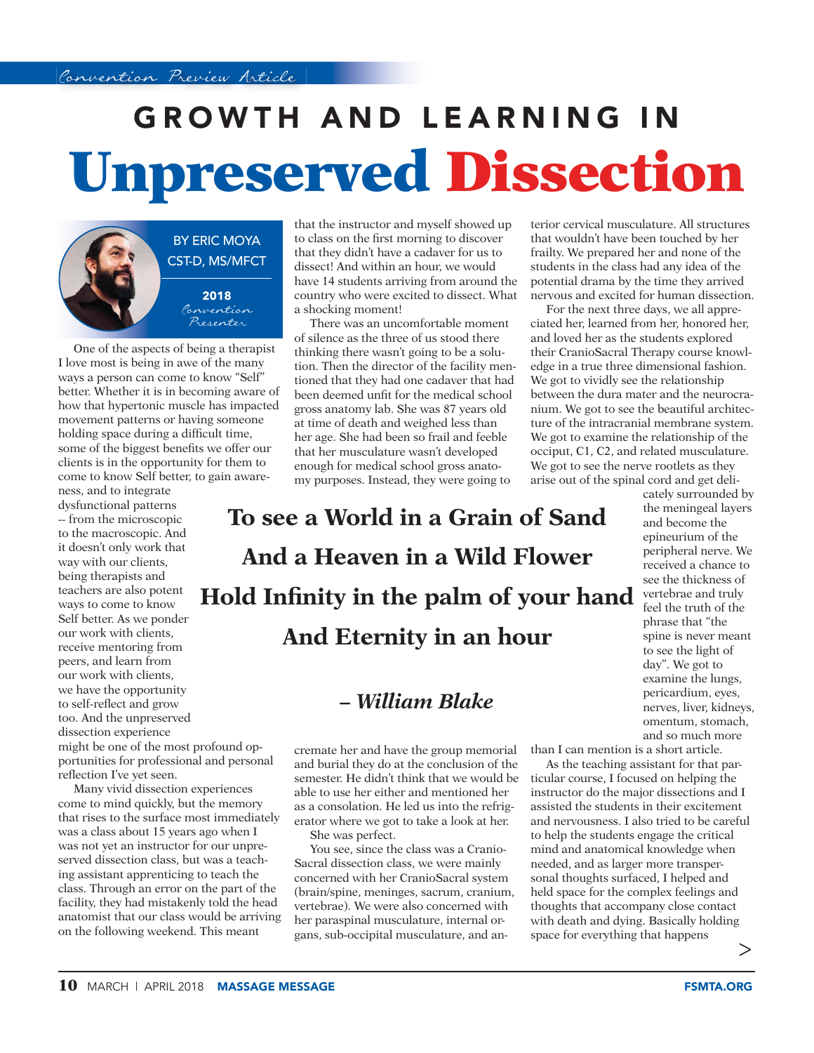Convention Preview Article

# GROWTH AND LEARNING IN Unpreserved Dissection

BY ERIC MOYA CST-D, MS/MFCT

2018 Convention Presenter

One of the aspects of being a therapist I love most is being in awe of the many ways a person can come to know "Self" better. Whether it is in becoming aware of how that hypertonic muscle has impacted movement patterns or having someone holding space during a difficult time, some of the biggest benefits we offer our clients is in the opportunity for them to come to know Self better, to gain awareness, and to integrate dysfunctional patterns -- from the microscopic to the macroscopic. And it doesn't only work that way with our clients, being therapists and teachers are also potent ways to come to know Self better. As we ponder our work with clients, receive mentoring from peers, and learn from our work with clients, we have the opportunity to self-reflect and grow too. And the unpreserved dissection experience might be one of the most profound opportunities for professional and personal reflection I've yet seen.

Many vivid dissection experiences come to mind quickly, but the memory that rises to the surface most immediately was a class about 15 years ago when I was not yet an instructor for our unpreserved dissection class, but was a teaching assistant apprenticing to teach the class. Through an error on the part of the facility, they had mistakenly told the head anatomist that our class would be arriving on the following weekend. This meant that the instructor and myself showed up to class on the first morning to discover that they didn't have a cadaver for us to dissect! And within an hour, we would have 14 students arriving from around the country who were excited to dissect. What a shocking moment!

There was an uncomfortable moment of silence as the three of us stood there thinking there wasn't going to be a solution. Then the director of the facility mentioned that they had one cadaver that had been deemed unfit for the medical school gross anatomy lab. She was 87 years old at time of death and weighed less than her age. She had been so frail and feeble that her musculature wasn't developed enough for medical school gross anatomy purposes. Instead, they were going to cremate her and have the group memorial and burial they do at the conclusion of the semester. He didn't think that we would be able to use her either and mentioned her as a consolation. He led us into the refrigerator where we got to take a look at her.

She was perfect.

You see, since the class was a CranioSacral dissection class, we were mainly concerned with her CranioSacral system (brain/spine, meninges, sacrum, cranium, vertebrae). We were also concerned with her paraspinal musculature, internal organs, sub-occipital musculature, and anterior cervical musculature. All structures that wouldn't have been touched by her frailty. We prepared her and none of the students in the class had any idea of the potential drama by the time they arrived nervous and excited for human dissection.

> **To see a World in a Grain of Sand**
> **And a Heaven in a Wild Flower**
> **Hold Infinity in the palm of your hand**
> **And Eternity in an hour**
>
> ***– William Blake***

For the next three days, we all appreciated her, learned from her, honored her, and loved her as the students explored their CranioSacral Therapy course knowledge in a true three dimensional fashion. We got to vividly see the relationship between the dura mater and the neurocranium. We got to see the beautiful architecture of the intracranial membrane system. We got to examine the relationship of the occiput, C1, C2, and related musculature. We got to see the nerve rootlets as they arise out of the spinal cord and get delicately surrounded by the meningeal layers and become the epineurium of the peripheral nerve. We received a chance to see the thickness of vertebrae and truly feel the truth of the phrase that "the spine is never meant to see the light of day". We got to examine the lungs, pericardium, eyes, nerves, liver, kidneys, omentum, stomach, and so much more than I can mention is a short article.

As the teaching assistant for that particular course, I focused on helping the instructor do the major dissections and I assisted the students in their excitement and nervousness. I also tried to be careful to help the students engage the critical mind and anatomical knowledge when needed, and as larger more transpersonal thoughts surfaced, I helped and held space for the complex feelings and thoughts that accompany close contact with death and dying. Basically holding space for everything that happens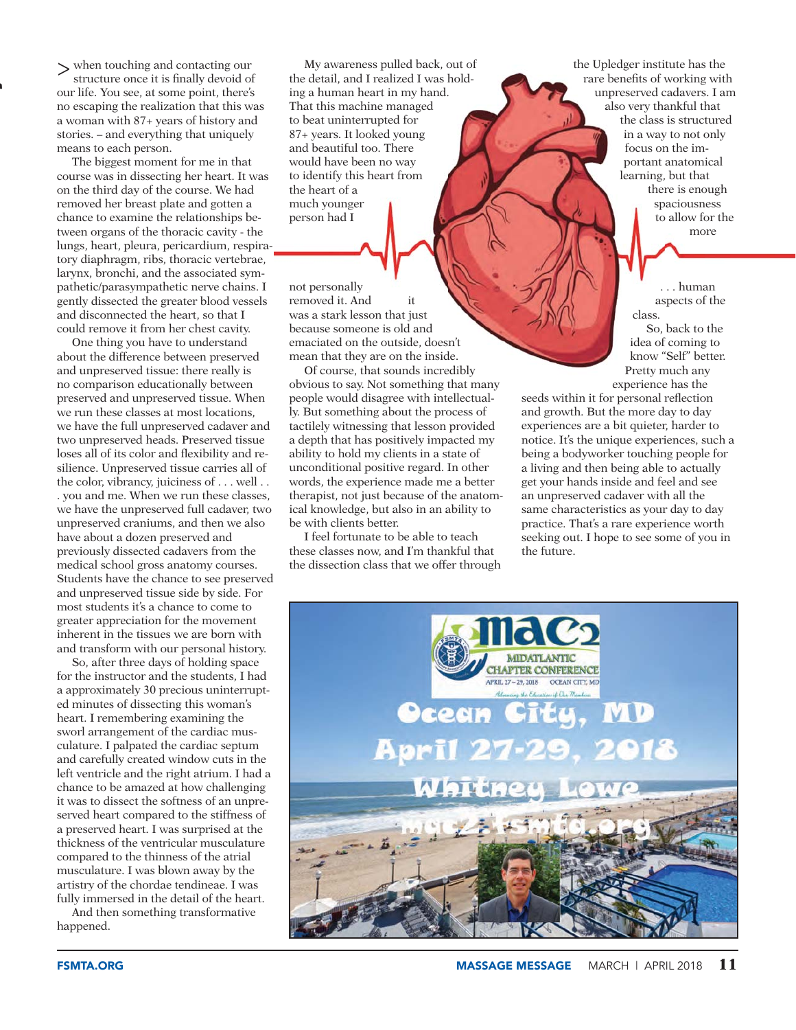when touching and contacting our structure once it is finally devoid of our life. You see, at some point, there's no escaping the realization that this was a woman with 87+ years of history and stories. – and everything that uniquely means to each person.

The biggest moment for me in that course was in dissecting her heart. It was on the third day of the course. We had removed her breast plate and gotten a chance to examine the relationships between organs of the thoracic cavity - the lungs, heart, pleura, pericardium, respiratory diaphragm, ribs, thoracic vertebrae, larynx, bronchi, and the associated sympathetic/parasympathetic nerve chains. I gently dissected the greater blood vessels and disconnected the heart, so that I could remove it from her chest cavity.

One thing you have to understand about the difference between preserved and unpreserved tissue: there really is no comparison educationally between preserved and unpreserved tissue. When we run these classes at most locations, we have the full unpreserved cadaver and two unpreserved heads. Preserved tissue loses all of its color and flexibility and resilience. Unpreserved tissue carries all of the color, vibrancy, juiciness of . . . well . . . you and me. When we run these classes, we have the unpreserved full cadaver, two unpreserved craniums, and then we also have about a dozen preserved and previously dissected cadavers from the medical school gross anatomy courses. Students have the chance to see preserved and unpreserved tissue side by side. For most students it's a chance to come to greater appreciation for the movement inherent in the tissues we are born with and transform with our personal history.

So, after three days of holding space for the instructor and the students, I had a approximately 30 precious uninterrupted minutes of dissecting this woman's heart. I remembering examining the sworl arrangement of the cardiac musculature. I palpated the cardiac septum and carefully created window cuts in the left ventricle and the right atrium. I had a chance to be amazed at how challenging it was to dissect the softness of an unpreserved heart compared to the stiffness of a preserved heart. I was surprised at the thickness of the ventricular musculature compared to the thinness of the atrial musculature. I was blown away by the artistry of the chordae tendineae. I was fully immersed in the detail of the heart.

And then something transformative happened.

My awareness pulled back, out of the detail, and I realized I was holding a human heart in my hand. That this machine managed to beat uninterrupted for 87+ years. It looked young and beautiful too. There would have been no way to identify this heart from the heart of a much younger person had I not personally removed it. And it was a stark lesson that just because someone is old and emaciated on the outside, doesn't mean that they are on the inside.

Of course, that sounds incredibly obvious to say. Not something that many people would disagree with intellectually. But something about the process of tactilely witnessing that lesson provided a depth that has positively impacted my ability to hold my clients in a state of unconditional positive regard. In other words, the experience made me a better therapist, not just because of the anatomical knowledge, but also in an ability to be with clients better.

I feel fortunate to be able to teach these classes now, and I'm thankful that the dissection class that we offer through the Upledger institute has the rare benefits of working with unpreserved cadavers. I am also very thankful that the class is structured in a way to not only focus on the important anatomical learning, but that there is enough spaciousness to allow for the more . . . human aspects of the class.

So, back to the idea of coming to know "Self" better. Pretty much any experience has the seeds within it for personal reflection and growth. But the more day to day experiences are a bit quieter, harder to notice. It's the unique experiences, such a being a bodyworker touching people for a living and then being able to actually get your hands inside and feel and see an unpreserved cadaver with all the same characteristics as your day to day practice. That's a rare experience worth seeking out. I hope to see some of you in the future.

MAC2 MIDATLANTIC CHAPTER CONFERENCE
APRIL 27 – 29, 2018 OCEAN CITY, MD
Advancing the Education of Our Members

Ocean City, MD
April 27-29, 2018
Whitney Lowe
mac2.fsmta.org